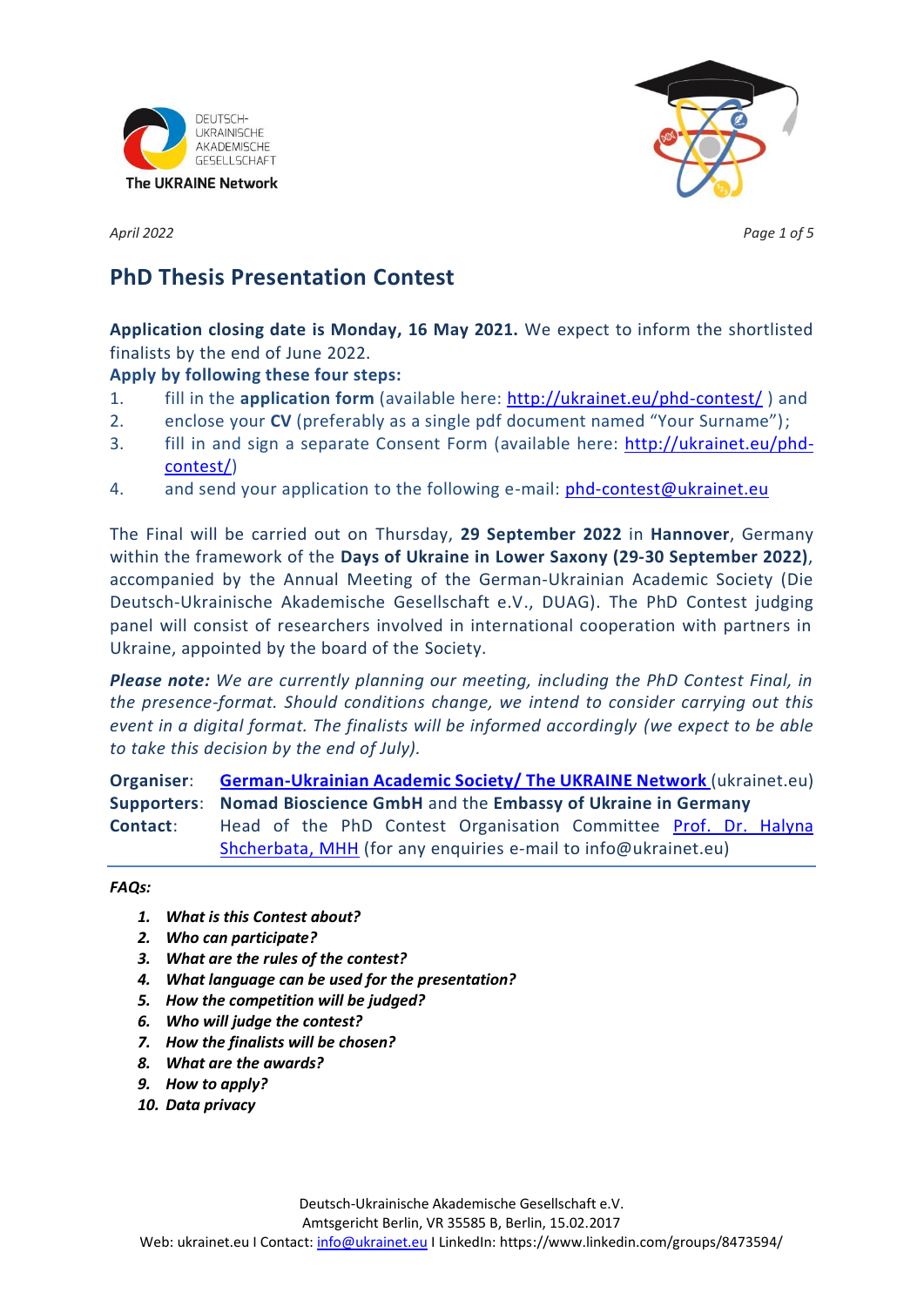DEUTSCH-UKRAINISCHE AKADEMISCHE GESELLSCHAFT

The UKRAINE Network

*April 2022*

# PhD Thesis Presentation Contest

**Application closing date is Monday, 16 May 2021.** We expect to inform the shortlisted finalists by the end of June 2022.

**Apply by following these four steps:**

1. fill in the **application form** (available here: [http://ukrainet.eu/phd-contest/](http://ukrainet.eu/phd-contest/) ) and
2. enclose your **CV** (preferably as a single pdf document named "Your Surname");
3. fill in and sign a separate Consent Form (available here: [http://ukrainet.eu/phd-contest/](http://ukrainet.eu/phd-contest/))
4. and send your application to the following e-mail: [phd-contest@ukrainet.eu](mailto:phd-contest@ukrainet.eu)

The Final will be carried out on Thursday, **29 September 2022** in **Hannover**, Germany within the framework of the **Days of Ukraine in Lower Saxony (29-30 September 2022)**, accompanied by the Annual Meeting of the German-Ukrainian Academic Society (Die Deutsch-Ukrainische Akademische Gesellschaft e.V., DUAG). The PhD Contest judging panel will consist of researchers involved in international cooperation with partners in Ukraine, appointed by the board of the Society.

***Please note:*** *We are currently planning our meeting, including the PhD Contest Final, in the presence-format. Should conditions change, we intend to consider carrying out this event in a digital format. The finalists will be informed accordingly (we expect to be able to take this decision by the end of July).*

**Organiser**: German-Ukrainian Academic Society/ The UKRAINE Network (ukrainet.eu)
**Supporters**: **Nomad Bioscience GmbH** and the **Embassy of Ukraine in Germany**
**Contact**: Head of the PhD Contest Organisation Committee Prof. Dr. Halyna Shcherbata, MHH (for any enquiries e-mail to info@ukrainet.eu)

***FAQs:***

1. ***What is this Contest about?***
2. ***Who can participate?***
3. ***What are the rules of the contest?***
4. ***What language can be used for the presentation?***
5. ***How the competition will be judged?***
6. ***Who will judge the contest?***
7. ***How the finalists will be chosen?***
8. ***What are the awards?***
9. ***How to apply?***
10. ***Data privacy***

Deutsch-Ukrainische Akademische Gesellschaft e.V.
Amtsgericht Berlin, VR 35585 B, Berlin, 15.02.2017
Web: ukrainet.eu I Contact: [info@ukrainet.eu](mailto:info@ukrainet.eu) I LinkedIn: https://www.linkedin.com/groups/8473594/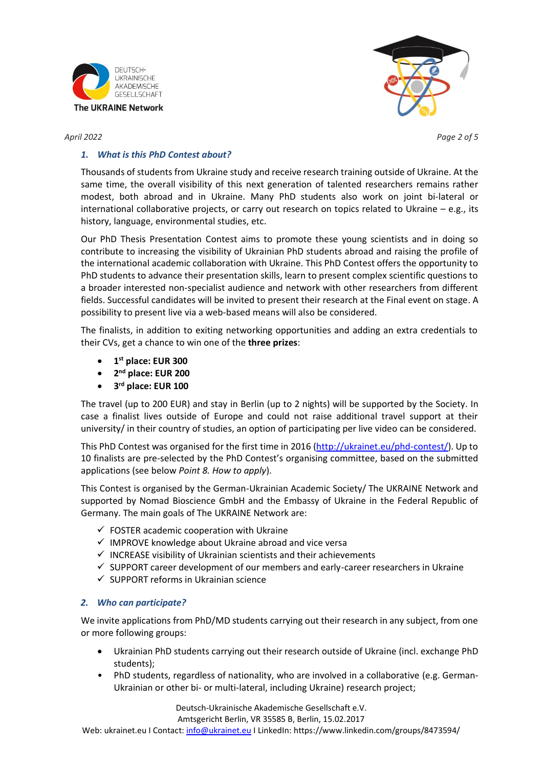## 1. What is this PhD Contest about?

Thousands of students from Ukraine study and receive research training outside of Ukraine. At the same time, the overall visibility of this next generation of talented researchers remains rather modest, both abroad and in Ukraine. Many PhD students also work on joint bi-lateral or international collaborative projects, or carry out research on topics related to Ukraine – e.g., its history, language, environmental studies, etc.

Our PhD Thesis Presentation Contest aims to promote these young scientists and in doing so contribute to increasing the visibility of Ukrainian PhD students abroad and raising the profile of the international academic collaboration with Ukraine. This PhD Contest offers the opportunity to PhD students to advance their presentation skills, learn to present complex scientific questions to a broader interested non-specialist audience and network with other researchers from different fields. Successful candidates will be invited to present their research at the Final event on stage. A possibility to present live via a web-based means will also be considered.

The finalists, in addition to exiting networking opportunities and adding an extra credentials to their CVs, get a chance to win one of the **three prizes**:

- **1st place: EUR 300**
- **2nd place: EUR 200**
- **3rd place: EUR 100**

The travel (up to 200 EUR) and stay in Berlin (up to 2 nights) will be supported by the Society. In case a finalist lives outside of Europe and could not raise additional travel support at their university/ in their country of studies, an option of participating per live video can be considered.

This PhD Contest was organised for the first time in 2016 (http://ukrainet.eu/phd-contest/). Up to 10 finalists are pre-selected by the PhD Contest's organising committee, based on the submitted applications (see below *Point 8. How to apply*).

This Contest is organised by the German-Ukrainian Academic Society/ The UKRAINE Network and supported by Nomad Bioscience GmbH and the Embassy of Ukraine in the Federal Republic of Germany. The main goals of The UKRAINE Network are:

- ✓ FOSTER academic cooperation with Ukraine
- ✓ IMPROVE knowledge about Ukraine abroad and vice versa
- ✓ INCREASE visibility of Ukrainian scientists and their achievements
- ✓ SUPPORT career development of our members and early-career researchers in Ukraine
- ✓ SUPPORT reforms in Ukrainian science

## 2. Who can participate?

We invite applications from PhD/MD students carrying out their research in any subject, from one or more following groups:

- Ukrainian PhD students carrying out their research outside of Ukraine (incl. exchange PhD students);
- PhD students, regardless of nationality, who are involved in a collaborative (e.g. German-Ukrainian or other bi- or multi-lateral, including Ukraine) research project;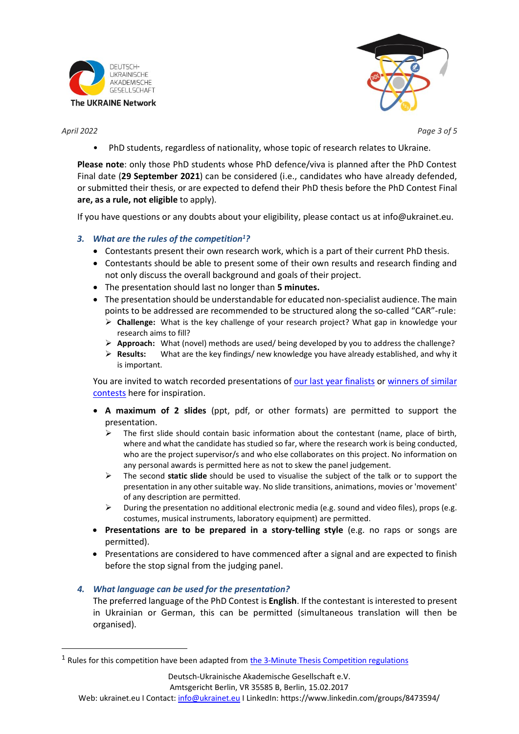- PhD students, regardless of nationality, whose topic of research relates to Ukraine.

**Please note**: only those PhD students whose PhD defence/viva is planned after the PhD Contest Final date (**29 September 2021**) can be considered (i.e., candidates who have already defended, or submitted their thesis, or are expected to defend their PhD thesis before the PhD Contest Final **are, as a rule, not eligible** to apply).

If you have questions or any doubts about your eligibility, please contact us at info@ukrainet.eu.

### 3. *What are the rules of the competition[1]?*

- Contestants present their own research work, which is a part of their current PhD thesis.
- Contestants should be able to present some of their own results and research finding and not only discuss the overall background and goals of their project.
- The presentation should last no longer than **5 minutes.**
- The presentation should be understandable for educated non-specialist audience. The main points to be addressed are recommended to be structured along the so-called "CAR"-rule:
  - **Challenge:** What is the key challenge of your research project? What gap in knowledge your research aims to fill?
  - **Approach:** What (novel) methods are used/ being developed by you to address the challenge?
  - **Results:** What are the key findings/ new knowledge you have already established, and why it is important.

  You are invited to watch recorded presentations of our last year finalists or winners of similar contests here for inspiration.

- **A maximum of 2 slides** (ppt, pdf, or other formats) are permitted to support the presentation.
  - The first slide should contain basic information about the contestant (name, place of birth, where and what the candidate has studied so far, where the research work is being conducted, who are the project supervisor/s and who else collaborates on this project. No information on any personal awards is permitted here as not to skew the panel judgement.
  - The second **static slide** should be used to visualise the subject of the talk or to support the presentation in any other suitable way. No slide transitions, animations, movies or 'movement' of any description are permitted.
  - During the presentation no additional electronic media (e.g. sound and video files), props (e.g. costumes, musical instruments, laboratory equipment) are permitted.
- **Presentations are to be prepared in a story-telling style** (e.g. no raps or songs are permitted).
- Presentations are considered to have commenced after a signal and are expected to finish before the stop signal from the judging panel.

### 4. *What language can be used for the presentation?*

The preferred language of the PhD Contest is **English**. If the contestant is interested to present in Ukrainian or German, this can be permitted (simultaneous translation will then be organised).

[1] Rules for this competition have been adapted from the 3-Minute Thesis Competition regulations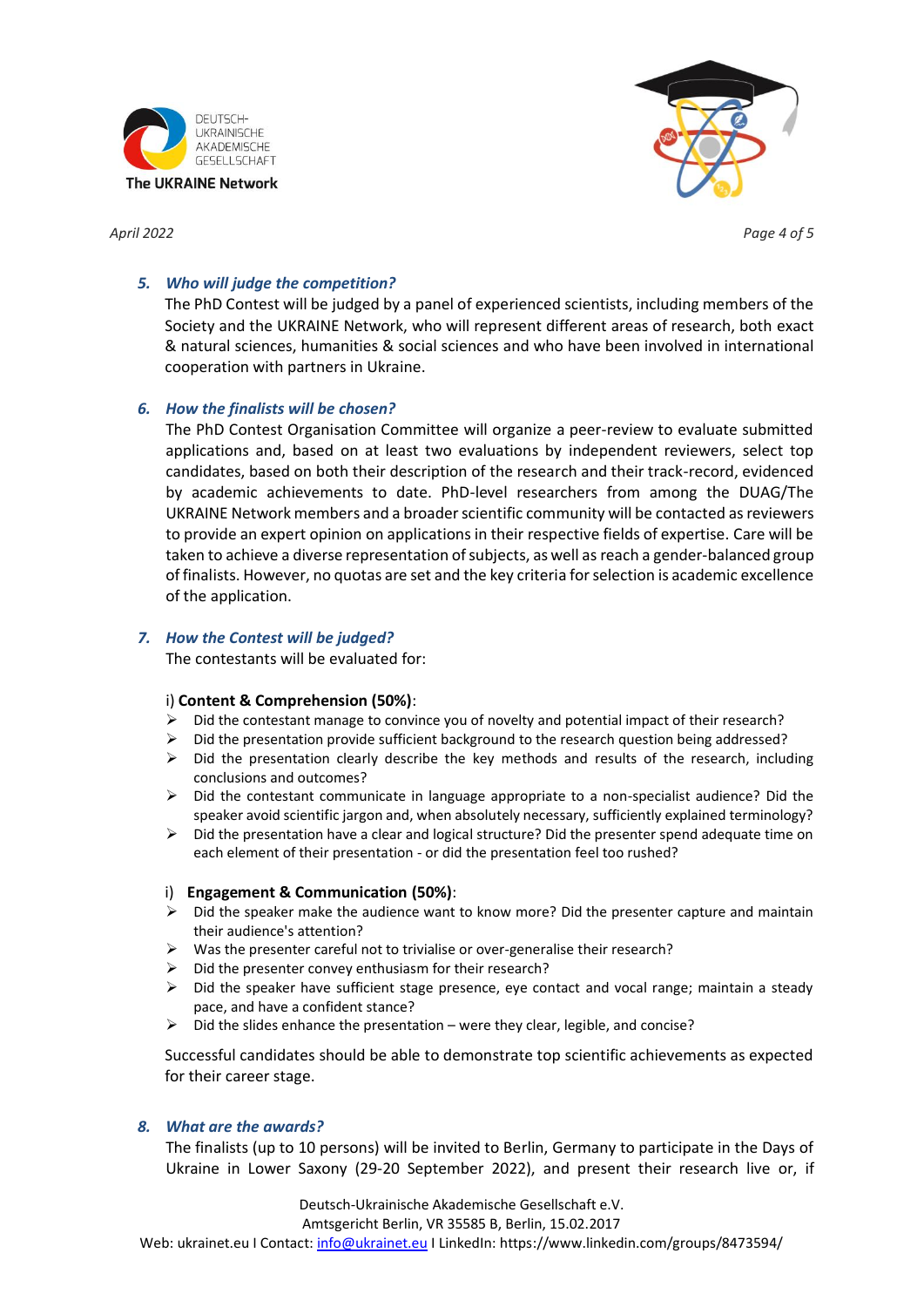### 5. *Who will judge the competition?*

The PhD Contest will be judged by a panel of experienced scientists, including members of the Society and the UKRAINE Network, who will represent different areas of research, both exact & natural sciences, humanities & social sciences and who have been involved in international cooperation with partners in Ukraine.

### 6. *How the finalists will be chosen?*

The PhD Contest Organisation Committee will organize a peer-review to evaluate submitted applications and, based on at least two evaluations by independent reviewers, select top candidates, based on both their description of the research and their track-record, evidenced by academic achievements to date. PhD-level researchers from among the DUAG/The UKRAINE Network members and a broader scientific community will be contacted as reviewers to provide an expert opinion on applications in their respective fields of expertise. Care will be taken to achieve a diverse representation of subjects, as well as reach a gender-balanced group of finalists. However, no quotas are set and the key criteria for selection is academic excellence of the application.

### 7. *How the Contest will be judged?*

The contestants will be evaluated for:

i) **Content & Comprehension (50%)**:

- Did the contestant manage to convince you of novelty and potential impact of their research?
- Did the presentation provide sufficient background to the research question being addressed?
- Did the presentation clearly describe the key methods and results of the research, including conclusions and outcomes?
- Did the contestant communicate in language appropriate to a non-specialist audience? Did the speaker avoid scientific jargon and, when absolutely necessary, sufficiently explained terminology?
- Did the presentation have a clear and logical structure? Did the presenter spend adequate time on each element of their presentation - or did the presentation feel too rushed?

i) **Engagement & Communication (50%)**:

- Did the speaker make the audience want to know more? Did the presenter capture and maintain their audience's attention?
- Was the presenter careful not to trivialise or over-generalise their research?
- Did the presenter convey enthusiasm for their research?
- Did the speaker have sufficient stage presence, eye contact and vocal range; maintain a steady pace, and have a confident stance?
- Did the slides enhance the presentation – were they clear, legible, and concise?

Successful candidates should be able to demonstrate top scientific achievements as expected for their career stage.

### 8. *What are the awards?*

The finalists (up to 10 persons) will be invited to Berlin, Germany to participate in the Days of Ukraine in Lower Saxony (29-20 September 2022), and present their research live or, if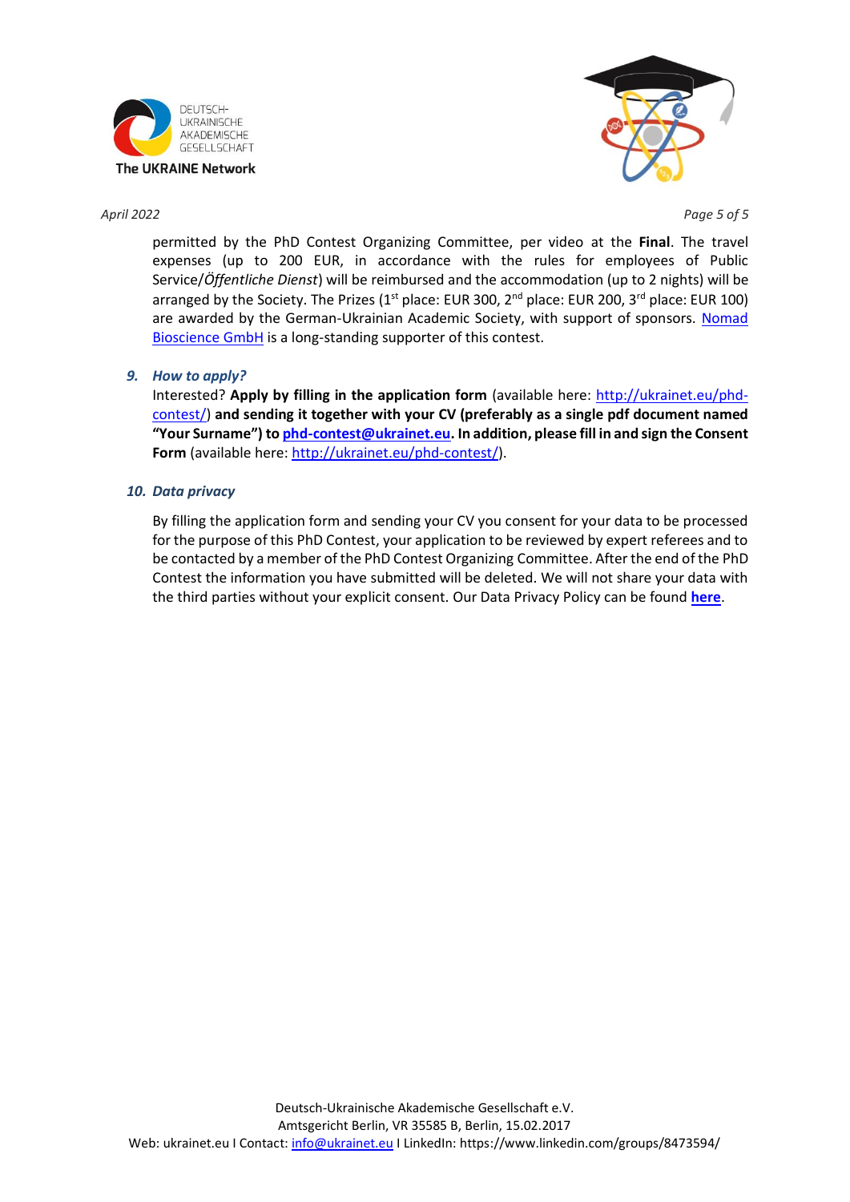permitted by the PhD Contest Organizing Committee, per video at the **Final**. The travel expenses (up to 200 EUR, in accordance with the rules for employees of Public Service/*Öffentliche Dienst*) will be reimbursed and the accommodation (up to 2 nights) will be arranged by the Society. The Prizes (1st place: EUR 300, 2nd place: EUR 200, 3rd place: EUR 100) are awarded by the German-Ukrainian Academic Society, with support of sponsors. Nomad Bioscience GmbH is a long-standing supporter of this contest.

### 9. *How to apply?*

Interested? **Apply by filling in the application form** (available here: http://ukrainet.eu/phd-contest/) **and sending it together with your CV (preferably as a single pdf document named "Your Surname") to phd-contest@ukrainet.eu. In addition, please fill in and sign the Consent Form** (available here: http://ukrainet.eu/phd-contest/).

### 10. *Data privacy*

By filling the application form and sending your CV you consent for your data to be processed for the purpose of this PhD Contest, your application to be reviewed by expert referees and to be contacted by a member of the PhD Contest Organizing Committee. After the end of the PhD Contest the information you have submitted will be deleted. We will not share your data with the third parties without your explicit consent. Our Data Privacy Policy can be found **here**.